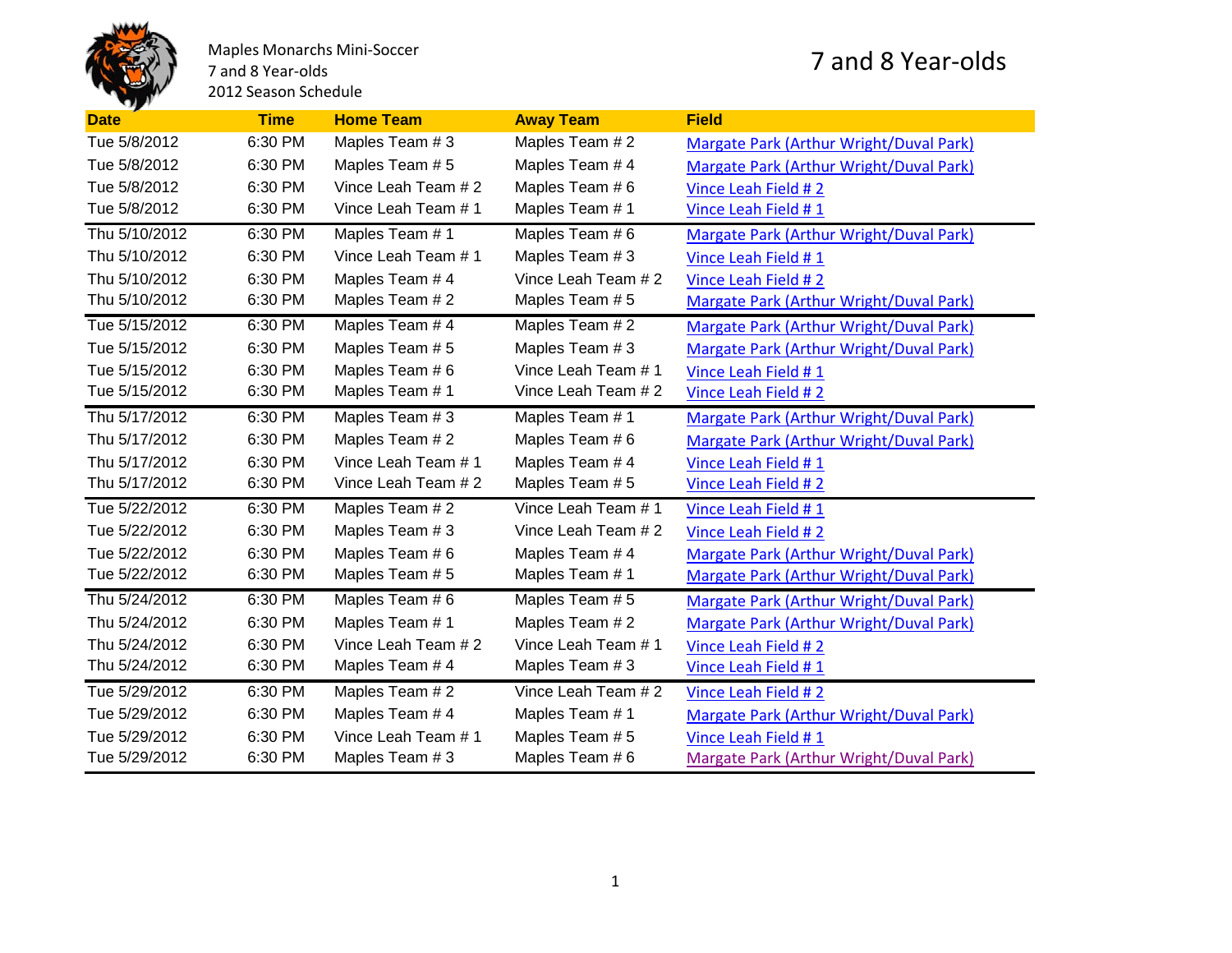Maples Monarchs Mini-Soccer
7 and 8 Year-olds
2012 Season Schedule

# 7 and 8 Year-olds

| Date | Time | Home Team | Away Team | Field |
|---|---|---|---|---|
| Tue 5/8/2012 | 6:30 PM | Maples Team # 3 | Maples Team # 2 | Margate Park (Arthur Wright/Duval Park) |
| Tue 5/8/2012 | 6:30 PM | Maples Team # 5 | Maples Team # 4 | Margate Park (Arthur Wright/Duval Park) |
| Tue 5/8/2012 | 6:30 PM | Vince Leah Team # 2 | Maples Team # 6 | Vince Leah Field # 2 |
| Tue 5/8/2012 | 6:30 PM | Vince Leah Team # 1 | Maples Team # 1 | Vince Leah Field # 1 |
| Thu 5/10/2012 | 6:30 PM | Maples Team # 1 | Maples Team # 6 | Margate Park (Arthur Wright/Duval Park) |
| Thu 5/10/2012 | 6:30 PM | Vince Leah Team # 1 | Maples Team # 3 | Vince Leah Field # 1 |
| Thu 5/10/2012 | 6:30 PM | Maples Team # 4 | Vince Leah Team # 2 | Vince Leah Field # 2 |
| Thu 5/10/2012 | 6:30 PM | Maples Team # 2 | Maples Team # 5 | Margate Park (Arthur Wright/Duval Park) |
| Tue 5/15/2012 | 6:30 PM | Maples Team # 4 | Maples Team # 2 | Margate Park (Arthur Wright/Duval Park) |
| Tue 5/15/2012 | 6:30 PM | Maples Team # 5 | Maples Team # 3 | Margate Park (Arthur Wright/Duval Park) |
| Tue 5/15/2012 | 6:30 PM | Maples Team # 6 | Vince Leah Team # 1 | Vince Leah Field # 1 |
| Tue 5/15/2012 | 6:30 PM | Maples Team # 1 | Vince Leah Team # 2 | Vince Leah Field # 2 |
| Thu 5/17/2012 | 6:30 PM | Maples Team # 3 | Maples Team # 1 | Margate Park (Arthur Wright/Duval Park) |
| Thu 5/17/2012 | 6:30 PM | Maples Team # 2 | Maples Team # 6 | Margate Park (Arthur Wright/Duval Park) |
| Thu 5/17/2012 | 6:30 PM | Vince Leah Team # 1 | Maples Team # 4 | Vince Leah Field # 1 |
| Thu 5/17/2012 | 6:30 PM | Vince Leah Team # 2 | Maples Team # 5 | Vince Leah Field # 2 |
| Tue 5/22/2012 | 6:30 PM | Maples Team # 2 | Vince Leah Team # 1 | Vince Leah Field # 1 |
| Tue 5/22/2012 | 6:30 PM | Maples Team # 3 | Vince Leah Team # 2 | Vince Leah Field # 2 |
| Tue 5/22/2012 | 6:30 PM | Maples Team # 6 | Maples Team # 4 | Margate Park (Arthur Wright/Duval Park) |
| Tue 5/22/2012 | 6:30 PM | Maples Team # 5 | Maples Team # 1 | Margate Park (Arthur Wright/Duval Park) |
| Thu 5/24/2012 | 6:30 PM | Maples Team # 6 | Maples Team # 5 | Margate Park (Arthur Wright/Duval Park) |
| Thu 5/24/2012 | 6:30 PM | Maples Team # 1 | Maples Team # 2 | Margate Park (Arthur Wright/Duval Park) |
| Thu 5/24/2012 | 6:30 PM | Vince Leah Team # 2 | Vince Leah Team # 1 | Vince Leah Field # 2 |
| Thu 5/24/2012 | 6:30 PM | Maples Team # 4 | Maples Team # 3 | Vince Leah Field # 1 |
| Tue 5/29/2012 | 6:30 PM | Maples Team # 2 | Vince Leah Team # 2 | Vince Leah Field # 2 |
| Tue 5/29/2012 | 6:30 PM | Maples Team # 4 | Maples Team # 1 | Margate Park (Arthur Wright/Duval Park) |
| Tue 5/29/2012 | 6:30 PM | Vince Leah Team # 1 | Maples Team # 5 | Vince Leah Field # 1 |
| Tue 5/29/2012 | 6:30 PM | Maples Team # 3 | Maples Team # 6 | Margate Park (Arthur Wright/Duval Park) |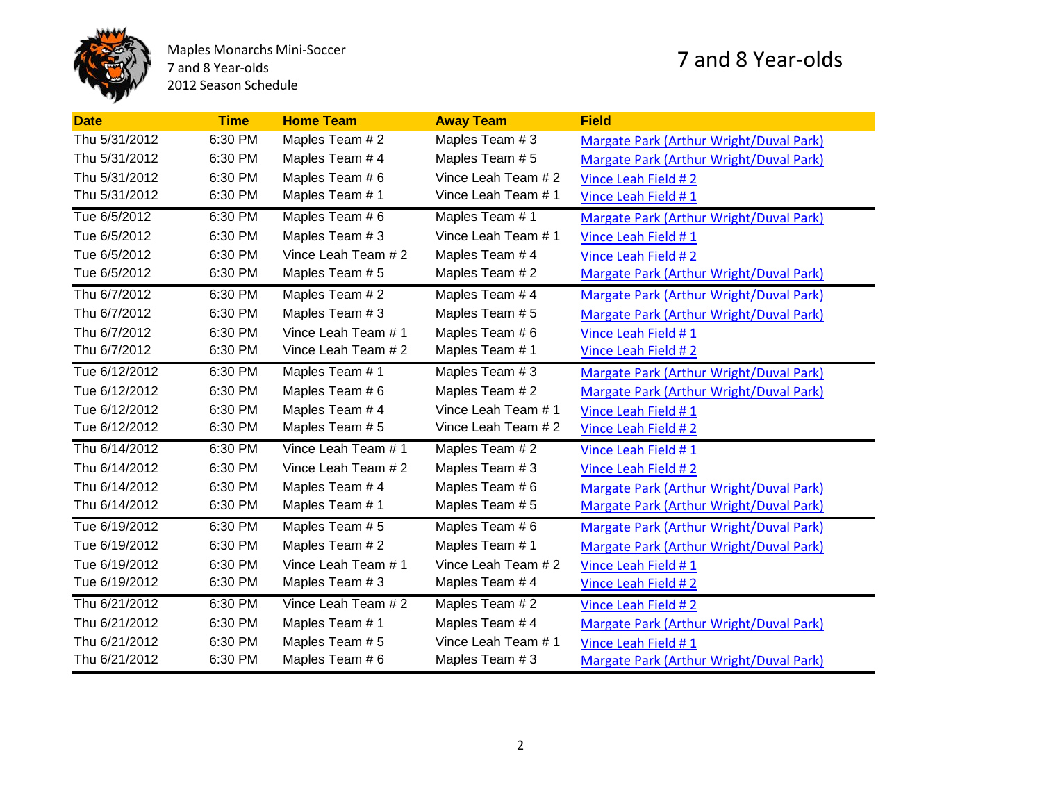Maples Monarchs Mini-Soccer
7 and 8 Year-olds
2012 Season Schedule

# 7 and 8 Year-olds

| Date | Time | Home Team | Away Team | Field |
|---|---|---|---|---|
| Thu 5/31/2012 | 6:30 PM | Maples Team # 2 | Maples Team # 3 | Margate Park (Arthur Wright/Duval Park) |
| Thu 5/31/2012 | 6:30 PM | Maples Team # 4 | Maples Team # 5 | Margate Park (Arthur Wright/Duval Park) |
| Thu 5/31/2012 | 6:30 PM | Maples Team # 6 | Vince Leah Team # 2 | Vince Leah Field # 2 |
| Thu 5/31/2012 | 6:30 PM | Maples Team # 1 | Vince Leah Team # 1 | Vince Leah Field # 1 |
| Tue 6/5/2012 | 6:30 PM | Maples Team # 6 | Maples Team # 1 | Margate Park (Arthur Wright/Duval Park) |
| Tue 6/5/2012 | 6:30 PM | Maples Team # 3 | Vince Leah Team # 1 | Vince Leah Field # 1 |
| Tue 6/5/2012 | 6:30 PM | Vince Leah Team # 2 | Maples Team # 4 | Vince Leah Field # 2 |
| Tue 6/5/2012 | 6:30 PM | Maples Team # 5 | Maples Team # 2 | Margate Park (Arthur Wright/Duval Park) |
| Thu 6/7/2012 | 6:30 PM | Maples Team # 2 | Maples Team # 4 | Margate Park (Arthur Wright/Duval Park) |
| Thu 6/7/2012 | 6:30 PM | Maples Team # 3 | Maples Team # 5 | Margate Park (Arthur Wright/Duval Park) |
| Thu 6/7/2012 | 6:30 PM | Vince Leah Team # 1 | Maples Team # 6 | Vince Leah Field # 1 |
| Thu 6/7/2012 | 6:30 PM | Vince Leah Team # 2 | Maples Team # 1 | Vince Leah Field # 2 |
| Tue 6/12/2012 | 6:30 PM | Maples Team # 1 | Maples Team # 3 | Margate Park (Arthur Wright/Duval Park) |
| Tue 6/12/2012 | 6:30 PM | Maples Team # 6 | Maples Team # 2 | Margate Park (Arthur Wright/Duval Park) |
| Tue 6/12/2012 | 6:30 PM | Maples Team # 4 | Vince Leah Team # 1 | Vince Leah Field # 1 |
| Tue 6/12/2012 | 6:30 PM | Maples Team # 5 | Vince Leah Team # 2 | Vince Leah Field # 2 |
| Thu 6/14/2012 | 6:30 PM | Vince Leah Team # 1 | Maples Team # 2 | Vince Leah Field # 1 |
| Thu 6/14/2012 | 6:30 PM | Vince Leah Team # 2 | Maples Team # 3 | Vince Leah Field # 2 |
| Thu 6/14/2012 | 6:30 PM | Maples Team # 4 | Maples Team # 6 | Margate Park (Arthur Wright/Duval Park) |
| Thu 6/14/2012 | 6:30 PM | Maples Team # 1 | Maples Team # 5 | Margate Park (Arthur Wright/Duval Park) |
| Tue 6/19/2012 | 6:30 PM | Maples Team # 5 | Maples Team # 6 | Margate Park (Arthur Wright/Duval Park) |
| Tue 6/19/2012 | 6:30 PM | Maples Team # 2 | Maples Team # 1 | Margate Park (Arthur Wright/Duval Park) |
| Tue 6/19/2012 | 6:30 PM | Vince Leah Team # 1 | Vince Leah Team # 2 | Vince Leah Field # 1 |
| Tue 6/19/2012 | 6:30 PM | Maples Team # 3 | Maples Team # 4 | Vince Leah Field # 2 |
| Thu 6/21/2012 | 6:30 PM | Vince Leah Team # 2 | Maples Team # 2 | Vince Leah Field # 2 |
| Thu 6/21/2012 | 6:30 PM | Maples Team # 1 | Maples Team # 4 | Margate Park (Arthur Wright/Duval Park) |
| Thu 6/21/2012 | 6:30 PM | Maples Team # 5 | Vince Leah Team # 1 | Vince Leah Field # 1 |
| Thu 6/21/2012 | 6:30 PM | Maples Team # 6 | Maples Team # 3 | Margate Park (Arthur Wright/Duval Park) |